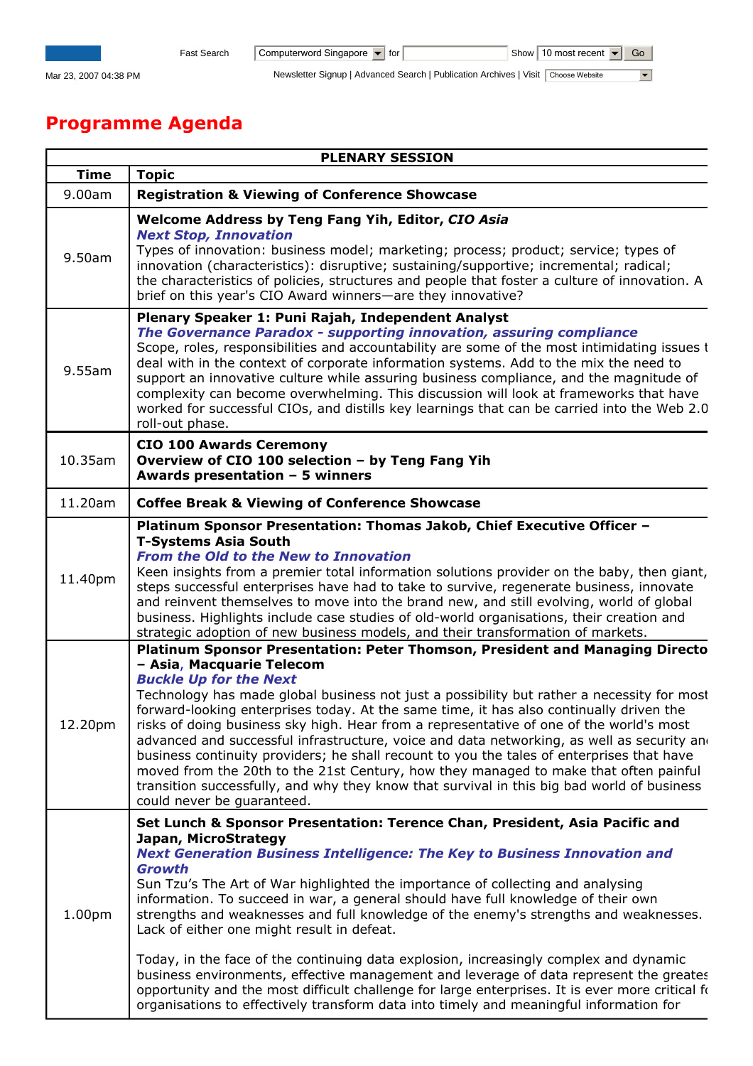Fast Search Computerword Singapore for Show 10 most recent Go

Mar 23, 2007 04:38 PM

Newsletter Signup | Advanced Search | Publication Archives | Visit Choose Website

# Programme Agenda

| PLENARY SESSION | |
|---|---|
| **Time** | **Topic** |
| 9.00am | **Registration & Viewing of Conference Showcase** |
| 9.50am | **Welcome Address by Teng Fang Yih, Editor, *CIO Asia*** <br> ***Next Stop, Innovation*** <br> Types of innovation: business model; marketing; process; product; service; types of innovation (characteristics): disruptive; sustaining/supportive; incremental; radical; the characteristics of policies, structures and people that foster a culture of innovation. A brief on this year's CIO Award winners—are they innovative? |
| 9.55am | **Plenary Speaker 1: Puni Rajah, Independent Analyst** <br> ***The Governance Paradox - supporting innovation, assuring compliance*** <br> Scope, roles, responsibilities and accountability are some of the most intimidating issues t deal with in the context of corporate information systems. Add to the mix the need to support an innovative culture while assuring business compliance, and the magnitude of complexity can become overwhelming. This discussion will look at frameworks that have worked for successful CIOs, and distills key learnings that can be carried into the Web 2.0 roll-out phase. |
| 10.35am | **CIO 100 Awards Ceremony** <br> **Overview of CIO 100 selection – by Teng Fang Yih** <br> **Awards presentation – 5 winners** |
| 11.20am | **Coffee Break & Viewing of Conference Showcase** |
| 11.40pm | **Platinum Sponsor Presentation: Thomas Jakob, Chief Executive Officer – T-Systems Asia South** <br> ***From the Old to the New to Innovation*** <br> Keen insights from a premier total information solutions provider on the baby, then giant, steps successful enterprises have had to take to survive, regenerate business, innovate and reinvent themselves to move into the brand new, and still evolving, world of global business. Highlights include case studies of old-world organisations, their creation and strategic adoption of new business models, and their transformation of markets. |
| 12.20pm | **Platinum Sponsor Presentation: Peter Thomson, President and Managing Directo – Asia, Macquarie Telecom** <br> ***Buckle Up for the Next*** <br> Technology has made global business not just a possibility but rather a necessity for most forward-looking enterprises today. At the same time, it has also continually driven the risks of doing business sky high. Hear from a representative of one of the world's most advanced and successful infrastructure, voice and data networking, as well as security an business continuity providers; he shall recount to you the tales of enterprises that have moved from the 20th to the 21st Century, how they managed to make that often painful transition successfully, and why they know that survival in this big bad world of business could never be guaranteed. |
| 1.00pm | **Set Lunch & Sponsor Presentation: Terence Chan, President, Asia Pacific and Japan, MicroStrategy** <br> ***Next Generation Business Intelligence: The Key to Business Innovation and Growth*** <br> Sun Tzu's The Art of War highlighted the importance of collecting and analysing information. To succeed in war, a general should have full knowledge of their own strengths and weaknesses and full knowledge of the enemy's strengths and weaknesses. Lack of either one might result in defeat. <br><br> Today, in the face of the continuing data explosion, increasingly complex and dynamic business environments, effective management and leverage of data represent the greates opportunity and the most difficult challenge for large enterprises. It is ever more critical fo organisations to effectively transform data into timely and meaningful information for |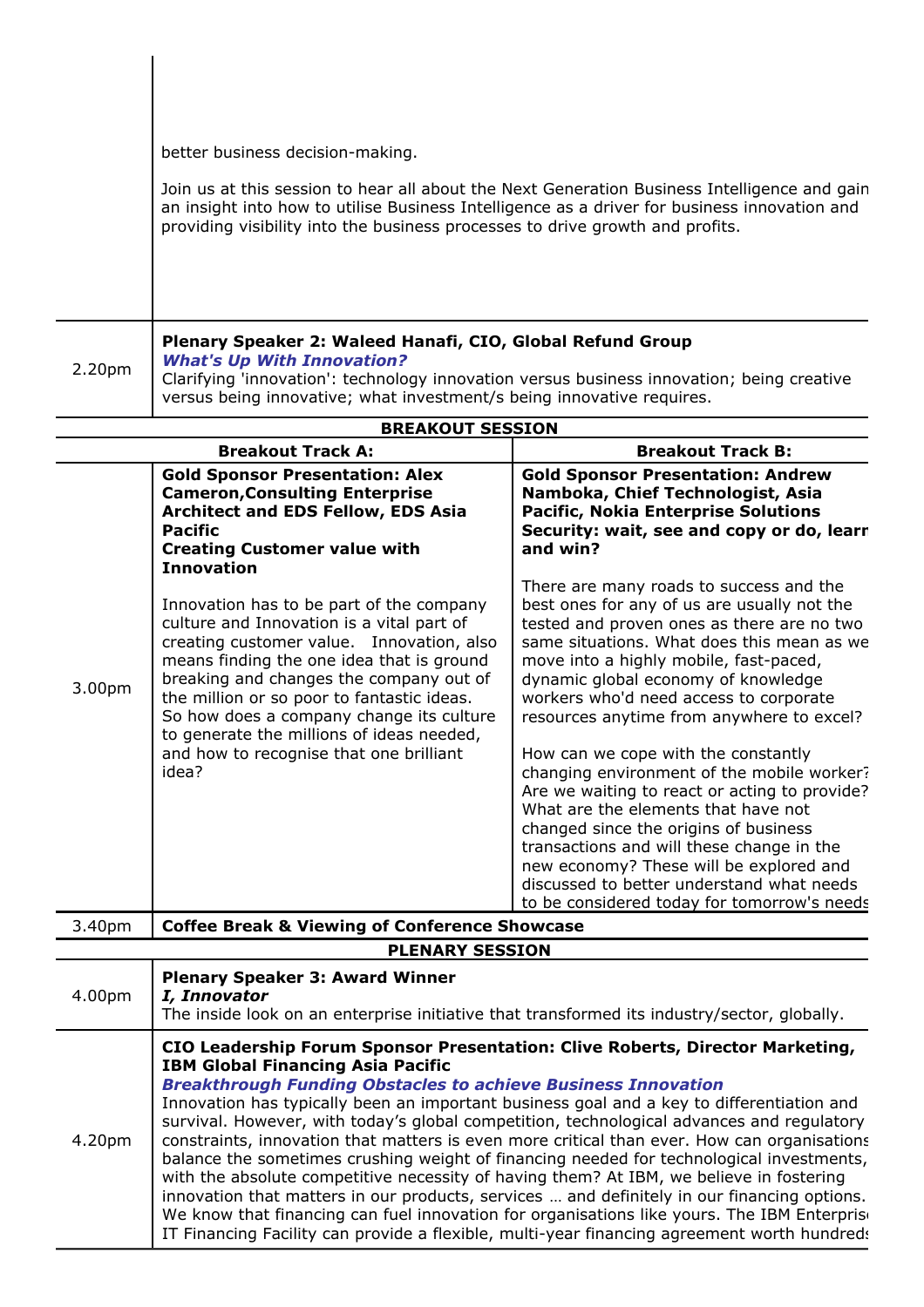| | |
|---|---|
| | better business decision-making.<br><br>Join us at this session to hear all about the Next Generation Business Intelligence and gain an insight into how to utilise Business Intelligence as a driver for business innovation and providing visibility into the business processes to drive growth and profits. |
| 2.20pm | **Plenary Speaker 2: Waleed Hanafi, CIO, Global Refund Group**<br>***What's Up With Innovation?***<br>Clarifying 'innovation': technology innovation versus business innovation; being creative versus being innovative; what investment/s being innovative requires. |

**BREAKOUT SESSION**

| | Breakout Track A: | Breakout Track B: |
|---|---|---|
| 3.00pm | **Gold Sponsor Presentation: Alex Cameron,Consulting Enterprise Architect and EDS Fellow, EDS Asia Pacific**<br>**Creating Customer value with Innovation**<br><br>Innovation has to be part of the company culture and Innovation is a vital part of creating customer value. Innovation, also means finding the one idea that is ground breaking and changes the company out of the million or so poor to fantastic ideas. So how does a company change its culture to generate the millions of ideas needed, and how to recognise that one brilliant idea? | **Gold Sponsor Presentation: Andrew Namboka, Chief Technologist, Asia Pacific, Nokia Enterprise Solutions**<br>**Security: wait, see and copy or do, learn and win?**<br><br>There are many roads to success and the best ones for any of us are usually not the tested and proven ones as there are no two same situations. What does this mean as we move into a highly mobile, fast-paced, dynamic global economy of knowledge workers who'd need access to corporate resources anytime from anywhere to excel?<br><br>How can we cope with the constantly changing environment of the mobile worker? Are we waiting to react or acting to provide? What are the elements that have not changed since the origins of business transactions and will these change in the new economy? These will be explored and discussed to better understand what needs to be considered today for tomorrow's needs |
| 3.40pm | **Coffee Break & Viewing of Conference Showcase** | |

**PLENARY SESSION**

| | |
|---|---|
| 4.00pm | **Plenary Speaker 3: Award Winner**<br>***I, Innovator***<br>The inside look on an enterprise initiative that transformed its industry/sector, globally. |
| 4.20pm | **CIO Leadership Forum Sponsor Presentation: Clive Roberts, Director Marketing, IBM Global Financing Asia Pacific**<br>***Breakthrough Funding Obstacles to achieve Business Innovation***<br>Innovation has typically been an important business goal and a key to differentiation and survival. However, with today's global competition, technological advances and regulatory constraints, innovation that matters is even more critical than ever. How can organisations balance the sometimes crushing weight of financing needed for technological investments, with the absolute competitive necessity of having them? At IBM, we believe in fostering innovation that matters in our products, services … and definitely in our financing options. We know that financing can fuel innovation for organisations like yours. The IBM Enterprise IT Financing Facility can provide a flexible, multi-year financing agreement worth hundreds |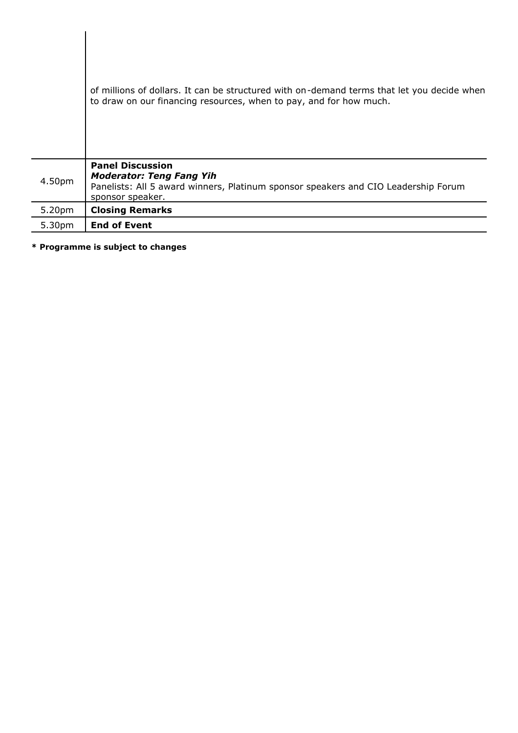| | |
|---|---|
| | of millions of dollars. It can be structured with on-demand terms that let you decide when to draw on our financing resources, when to pay, and for how much. |
| 4.50pm | **Panel Discussion**<br>***Moderator: Teng Fang Yih***<br>Panelists: All 5 award winners, Platinum sponsor speakers and CIO Leadership Forum sponsor speaker. |
| 5.20pm | **Closing Remarks** |
| 5.30pm | **End of Event** |

**\* Programme is subject to changes**